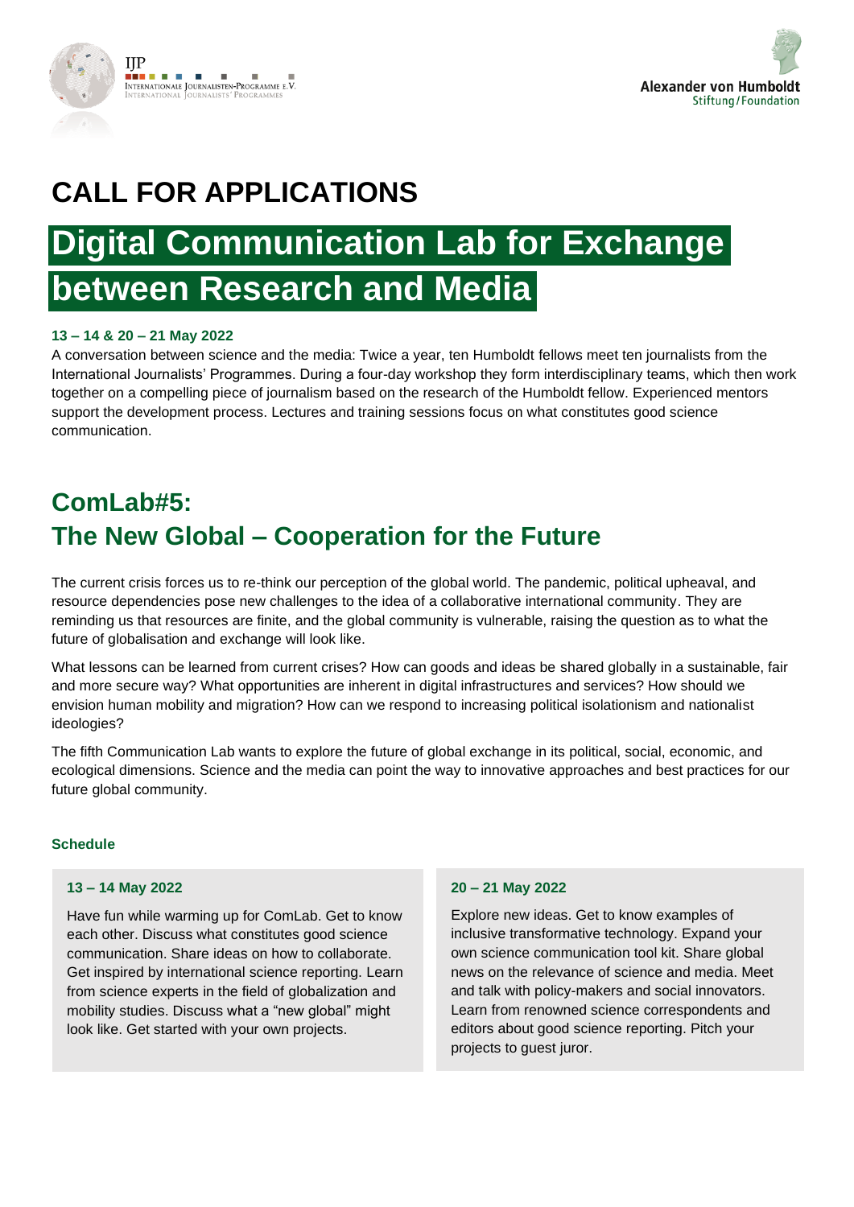IJP
INTERNATIONALE JOURNALISTEN-PROGRAMME E.V.
INTERNATIONAL JOURNALISTS' PROGRAMMES

Alexander von Humboldt
Stiftung/Foundation

# CALL FOR APPLICATIONS

# Digital Communication Lab for Exchange between Research and Media

**13 – 14 & 20 – 21 May 2022**

A conversation between science and the media: Twice a year, ten Humboldt fellows meet ten journalists from the International Journalists' Programmes. During a four-day workshop they form interdisciplinary teams, which then work together on a compelling piece of journalism based on the research of the Humboldt fellow. Experienced mentors support the development process. Lectures and training sessions focus on what constitutes good science communication.

## ComLab#5: The New Global – Cooperation for the Future

The current crisis forces us to re-think our perception of the global world. The pandemic, political upheaval, and resource dependencies pose new challenges to the idea of a collaborative international community. They are reminding us that resources are finite, and the global community is vulnerable, raising the question as to what the future of globalisation and exchange will look like.

What lessons can be learned from current crises? How can goods and ideas be shared globally in a sustainable, fair and more secure way? What opportunities are inherent in digital infrastructures and services? How should we envision human mobility and migration? How can we respond to increasing political isolationism and nationalist ideologies?

The fifth Communication Lab wants to explore the future of global exchange in its political, social, economic, and ecological dimensions. Science and the media can point the way to innovative approaches and best practices for our future global community.

**Schedule**

**13 – 14 May 2022**

Have fun while warming up for ComLab. Get to know each other. Discuss what constitutes good science communication. Share ideas on how to collaborate. Get inspired by international science reporting. Learn from science experts in the field of globalization and mobility studies. Discuss what a "new global" might look like. Get started with your own projects.

**20 – 21 May 2022**

Explore new ideas. Get to know examples of inclusive transformative technology. Expand your own science communication tool kit. Share global news on the relevance of science and media. Meet and talk with policy-makers and social innovators. Learn from renowned science correspondents and editors about good science reporting. Pitch your projects to guest juror.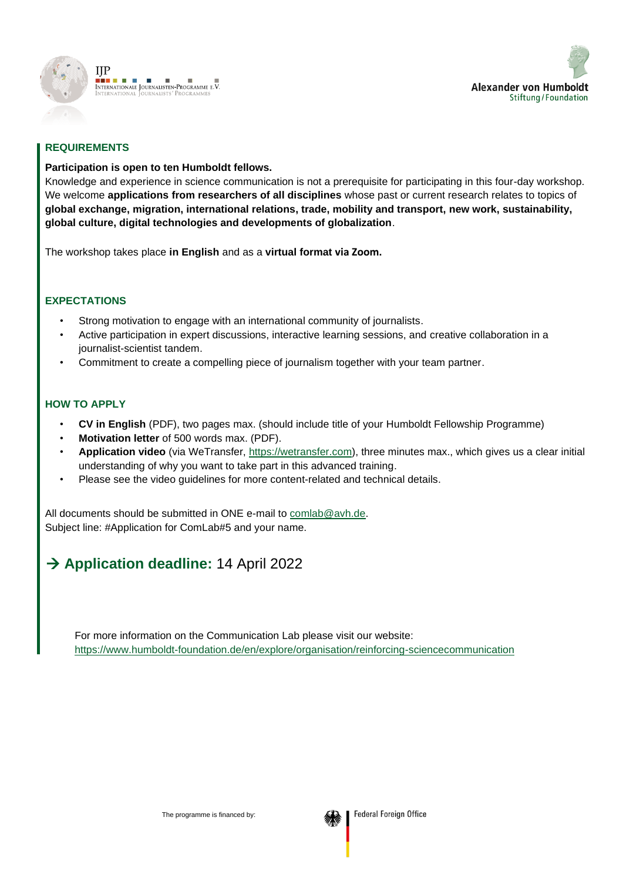## REQUIREMENTS

**Participation is open to ten Humboldt fellows.**
Knowledge and experience in science communication is not a prerequisite for participating in this four-day workshop. We welcome **applications from researchers of all disciplines** whose past or current research relates to topics of **global exchange, migration, international relations, trade, mobility and transport, new work, sustainability, global culture, digital technologies and developments of globalization**.

The workshop takes place **in English** and as a **virtual format via Zoom.**

## EXPECTATIONS

- Strong motivation to engage with an international community of journalists.
- Active participation in expert discussions, interactive learning sessions, and creative collaboration in a journalist-scientist tandem.
- Commitment to create a compelling piece of journalism together with your team partner.

## HOW TO APPLY

- **CV in English** (PDF), two pages max. (should include title of your Humboldt Fellowship Programme)
- **Motivation letter** of 500 words max. (PDF).
- **Application video** (via WeTransfer, https://wetransfer.com), three minutes max., which gives us a clear initial understanding of why you want to take part in this advanced training.
- Please see the video guidelines for more content-related and technical details.

All documents should be submitted in ONE e-mail to comlab@avh.de.
Subject line: #Application for ComLab#5 and your name.

## → Application deadline: 14 April 2022

For more information on the Communication Lab please visit our website:
https://www.humboldt-foundation.de/en/explore/organisation/reinforcing-sciencecommunication

The programme is financed by: Federal Foreign Office